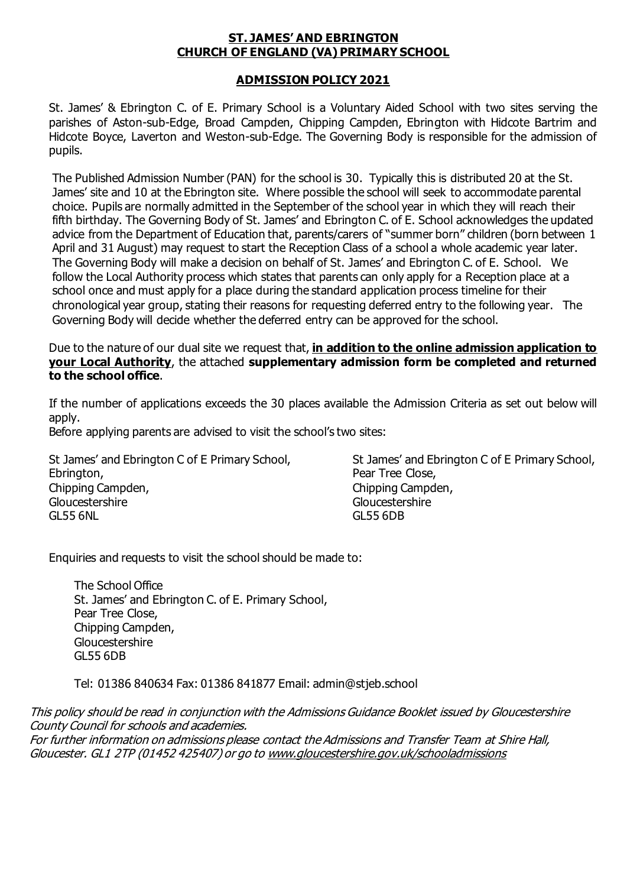# ST. JAMES' AND EBRINGTON CHURCH OF ENGLAND (VA) PRIMARY SCHOOL

## ADMISSION POLICY 2021

St. James' & Ebrington C. of E. Primary School is a Voluntary Aided School with two sites serving the parishes of Aston-sub-Edge, Broad Campden, Chipping Campden, Ebrington with Hidcote Bartrim and Hidcote Boyce, Laverton and Weston-sub-Edge. The Governing Body is responsible for the admission of pupils.

The Published Admission Number (PAN) for the school is 30. Typically this is distributed 20 at the St. James' site and 10 at the Ebrington site. Where possible the school will seek to accommodate parental choice. Pupils are normally admitted in the September of the school year in which they will reach their fifth birthday. The Governing Body of St. James' and Ebrington C. of E. School acknowledges the updated advice from the Department of Education that, parents/carers of "summer born" children (born between 1 April and 31 August) may request to start the Reception Class of a school a whole academic year later. The Governing Body will make a decision on behalf of St. James' and Ebrington C. of E. School. We follow the Local Authority process which states that parents can only apply for a Reception place at a school once and must apply for a place during the standard application process timeline for their chronological year group, stating their reasons for requesting deferred entry to the following year. The Governing Body will decide whether the deferred entry can be approved for the school.

Due to the nature of our dual site we request that, **in addition to the online admission application to your Local Authority**, the attached **supplementary admission form be completed and returned to the school office**.

If the number of applications exceeds the 30 places available the Admission Criteria as set out below will apply.
Before applying parents are advised to visit the school's two sites:

St James' and Ebrington C of E Primary School,
Ebrington,
Chipping Campden,
Gloucestershire
GL55 6NL

St James' and Ebrington C of E Primary School,
Pear Tree Close,
Chipping Campden,
Gloucestershire
GL55 6DB

Enquiries and requests to visit the school should be made to:

The School Office
St. James' and Ebrington C. of E. Primary School,
Pear Tree Close,
Chipping Campden,
Gloucestershire
GL55 6DB

Tel: 01386 840634 Fax: 01386 841877 Email: admin@stjeb.school

*This policy should be read in conjunction with the Admissions Guidance Booklet issued by Gloucestershire County Council for schools and academies.*
*For further information on admissions please contact the Admissions and Transfer Team at Shire Hall, Gloucester. GL1 2TP (01452 425407) or go to www.gloucestershire.gov.uk/schooladmissions*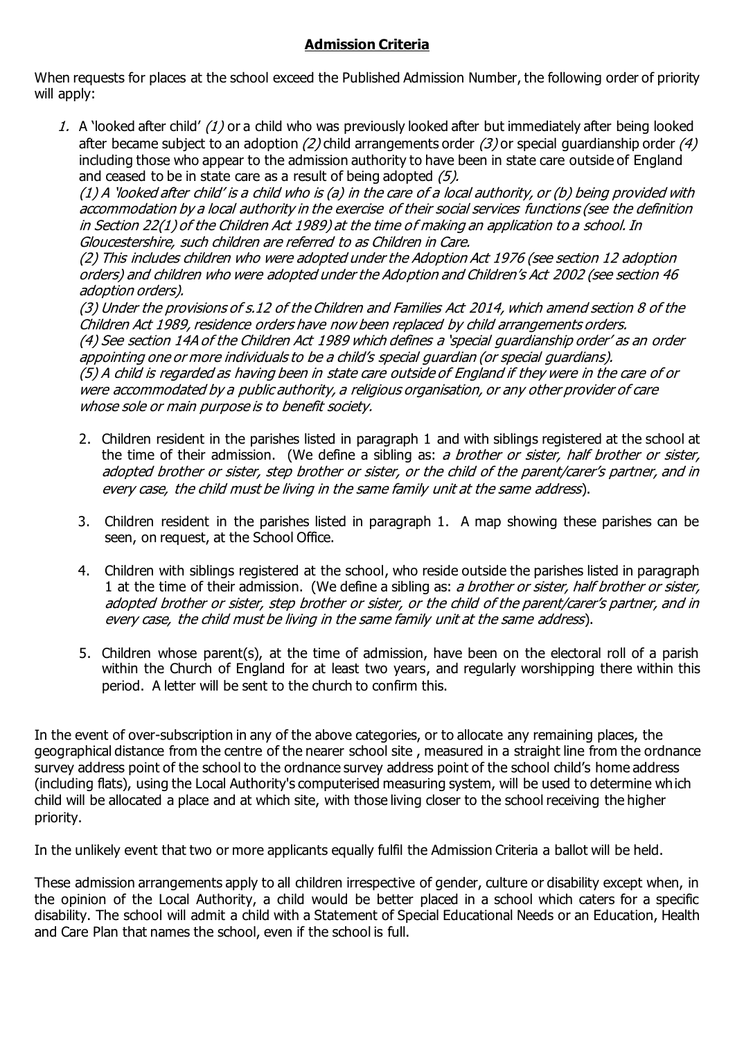## **Admission Criteria**

When requests for places at the school exceed the Published Admission Number, the following order of priority will apply:

1. A 'looked after child' *(1)* or a child who was previously looked after but immediately after being looked after became subject to an adoption *(2)* child arrangements order *(3)* or special guardianship order *(4)* including those who appear to the admission authority to have been in state care outside of England and ceased to be in state care as a result of being adopted *(5).*

   *(1) A 'looked after child' is a child who is (a) in the care of a local authority, or (b) being provided with accommodation by a local authority in the exercise of their social services functions (see the definition in Section 22(1) of the Children Act 1989) at the time of making an application to a school. In Gloucestershire, such children are referred to as Children in Care.*

   *(2) This includes children who were adopted under the Adoption Act 1976 (see section 12 adoption orders) and children who were adopted under the Adoption and Children's Act 2002 (see section 46 adoption orders).*

   *(3) Under the provisions of s.12 of the Children and Families Act 2014, which amend section 8 of the Children Act 1989, residence orders have now been replaced by child arrangements orders.*

   *(4) See section 14A of the Children Act 1989 which defines a 'special guardianship order' as an order appointing one or more individuals to be a child's special guardian (or special guardians).*

   *(5) A child is regarded as having been in state care outside of England if they were in the care of or were accommodated by a public authority, a religious organisation, or any other provider of care whose sole or main purpose is to benefit society.*

2. Children resident in the parishes listed in paragraph 1 and with siblings registered at the school at the time of their admission. (We define a sibling as: *a brother or sister, half brother or sister, adopted brother or sister, step brother or sister, or the child of the parent/carer's partner, and in every case, the child must be living in the same family unit at the same address*).

3. Children resident in the parishes listed in paragraph 1. A map showing these parishes can be seen, on request, at the School Office.

4. Children with siblings registered at the school, who reside outside the parishes listed in paragraph 1 at the time of their admission. (We define a sibling as: *a brother or sister, half brother or sister, adopted brother or sister, step brother or sister, or the child of the parent/carer's partner, and in every case, the child must be living in the same family unit at the same address*).

5. Children whose parent(s), at the time of admission, have been on the electoral roll of a parish within the Church of England for at least two years, and regularly worshipping there within this period. A letter will be sent to the church to confirm this.

In the event of over-subscription in any of the above categories, or to allocate any remaining places, the geographical distance from the centre of the nearer school site , measured in a straight line from the ordnance survey address point of the school to the ordnance survey address point of the school child's home address (including flats), using the Local Authority's computerised measuring system, will be used to determine which child will be allocated a place and at which site, with those living closer to the school receiving the higher priority.

In the unlikely event that two or more applicants equally fulfil the Admission Criteria a ballot will be held.

These admission arrangements apply to all children irrespective of gender, culture or disability except when, in the opinion of the Local Authority, a child would be better placed in a school which caters for a specific disability. The school will admit a child with a Statement of Special Educational Needs or an Education, Health and Care Plan that names the school, even if the school is full.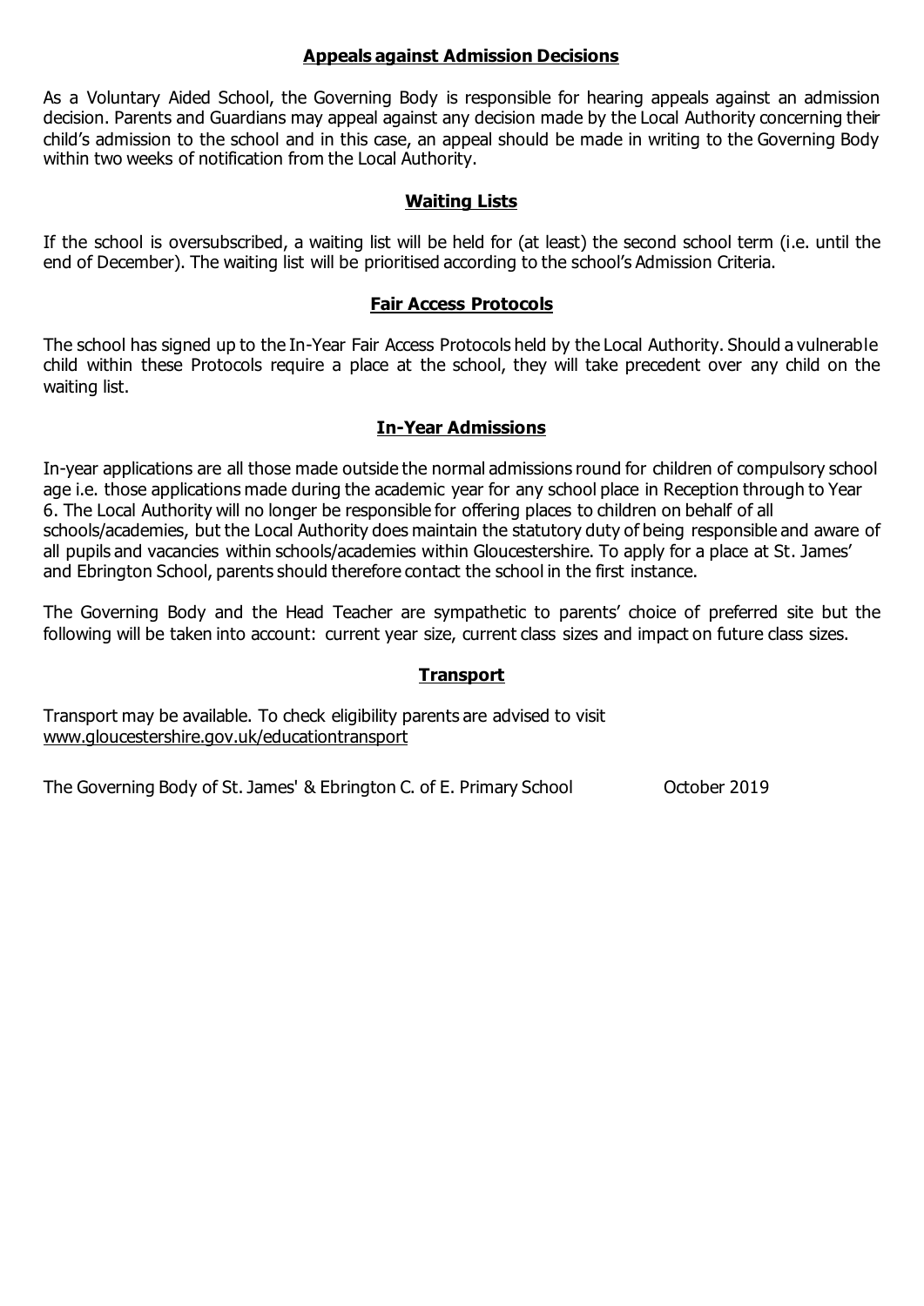## Appeals against Admission Decisions

As a Voluntary Aided School, the Governing Body is responsible for hearing appeals against an admission decision. Parents and Guardians may appeal against any decision made by the Local Authority concerning their child's admission to the school and in this case, an appeal should be made in writing to the Governing Body within two weeks of notification from the Local Authority.

## Waiting Lists

If the school is oversubscribed, a waiting list will be held for (at least) the second school term (i.e. until the end of December). The waiting list will be prioritised according to the school's Admission Criteria.

## Fair Access Protocols

The school has signed up to the In-Year Fair Access Protocols held by the Local Authority. Should a vulnerable child within these Protocols require a place at the school, they will take precedent over any child on the waiting list.

## In-Year Admissions

In-year applications are all those made outside the normal admissions round for children of compulsory school age i.e. those applications made during the academic year for any school place in Reception through to Year 6. The Local Authority will no longer be responsible for offering places to children on behalf of all schools/academies, but the Local Authority does maintain the statutory duty of being responsible and aware of all pupils and vacancies within schools/academies within Gloucestershire. To apply for a place at St. James' and Ebrington School, parents should therefore contact the school in the first instance.

The Governing Body and the Head Teacher are sympathetic to parents' choice of preferred site but the following will be taken into account: current year size, current class sizes and impact on future class sizes.

## Transport

Transport may be available. To check eligibility parents are advised to visit www.gloucestershire.gov.uk/educationtransport

The Governing Body of St. James' & Ebrington C. of E. Primary School October 2019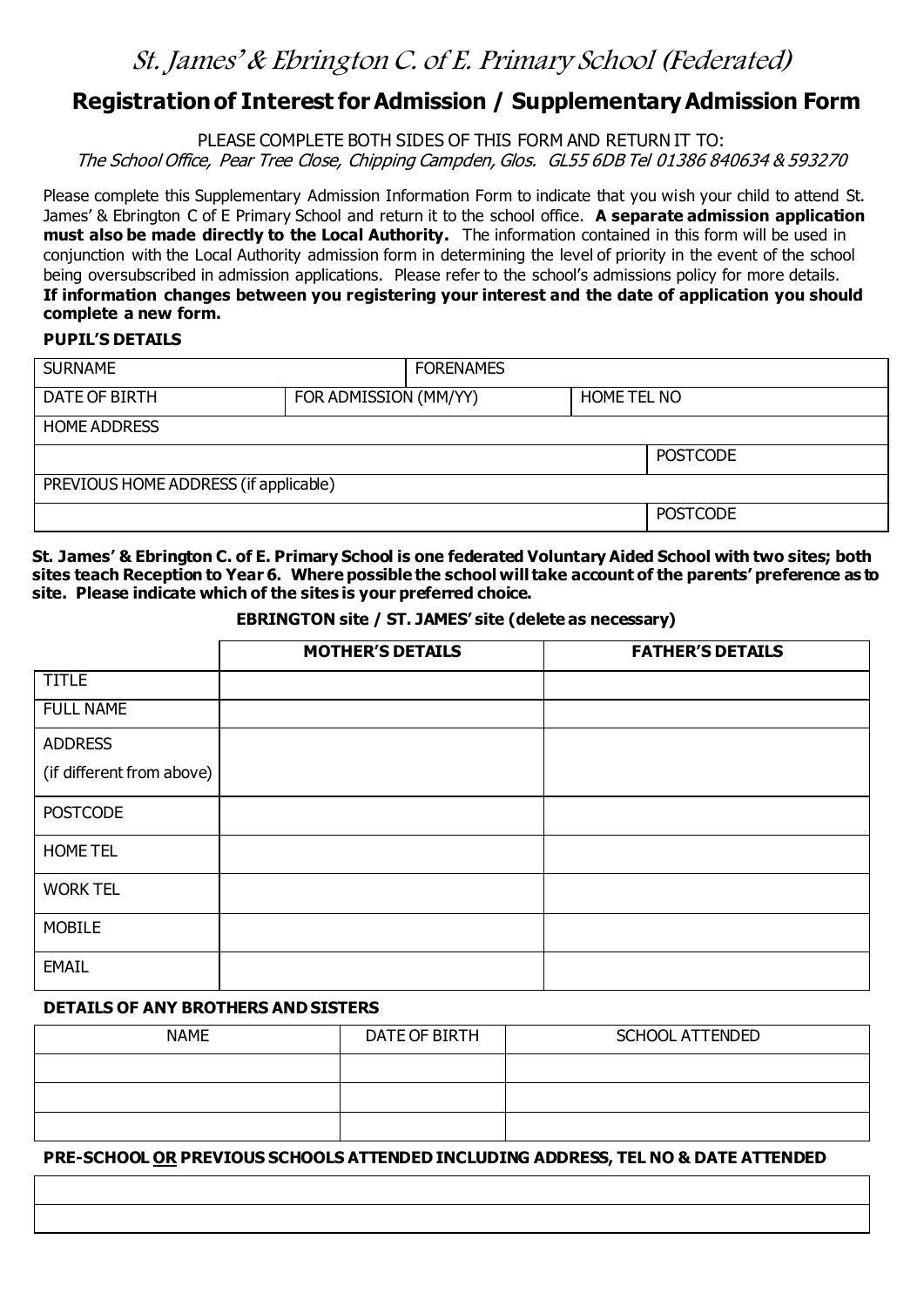# *St. James' & Ebrington C. of E. Primary School (Federated)*

## Registration of Interest for Admission / Supplementary Admission Form

PLEASE COMPLETE BOTH SIDES OF THIS FORM AND RETURN IT TO:
*The School Office, Pear Tree Close, Chipping Campden, Glos. GL55 6DB Tel 01386 840634 & 593270*

Please complete this Supplementary Admission Information Form to indicate that you wish your child to attend St. James' & Ebrington C of E Primary School and return it to the school office. **A separate admission application must also be made directly to the Local Authority.** The information contained in this form will be used in conjunction with the Local Authority admission form in determining the level of priority in the event of the school being oversubscribed in admission applications. Please refer to the school's admissions policy for more details. **If information changes between you registering your interest and the date of application you should complete a new form.**

**PUPIL'S DETAILS**

| | | | |
|---|---|---|---|
| SURNAME | | FORENAMES | |
| DATE OF BIRTH | FOR ADMISSION (MM/YY) | HOME TEL NO | |
| HOME ADDRESS | | | |
| | | | POSTCODE |
| PREVIOUS HOME ADDRESS (if applicable) | | | |
| | | | POSTCODE |

**St. James' & Ebrington C. of E. Primary School is one federated Voluntary Aided School with two sites; both sites teach Reception to Year 6. Where possible the school will take account of the parents' preference as to site. Please indicate which of the sites is your preferred choice.**

**EBRINGTON site / ST. JAMES' site (delete as necessary)**

| | MOTHER'S DETAILS | FATHER'S DETAILS |
|---|---|---|
| TITLE | | |
| FULL NAME | | |
| ADDRESS (if different from above) | | |
| POSTCODE | | |
| HOME TEL | | |
| WORK TEL | | |
| MOBILE | | |
| EMAIL | | |

**DETAILS OF ANY BROTHERS AND SISTERS**

| NAME | DATE OF BIRTH | SCHOOL ATTENDED |
|---|---|---|
| | | |
| | | |
| | | |

**PRE-SCHOOL <u>OR</u> PREVIOUS SCHOOLS ATTENDED INCLUDING ADDRESS, TEL NO & DATE ATTENDED**

| |
|---|
| |
| |